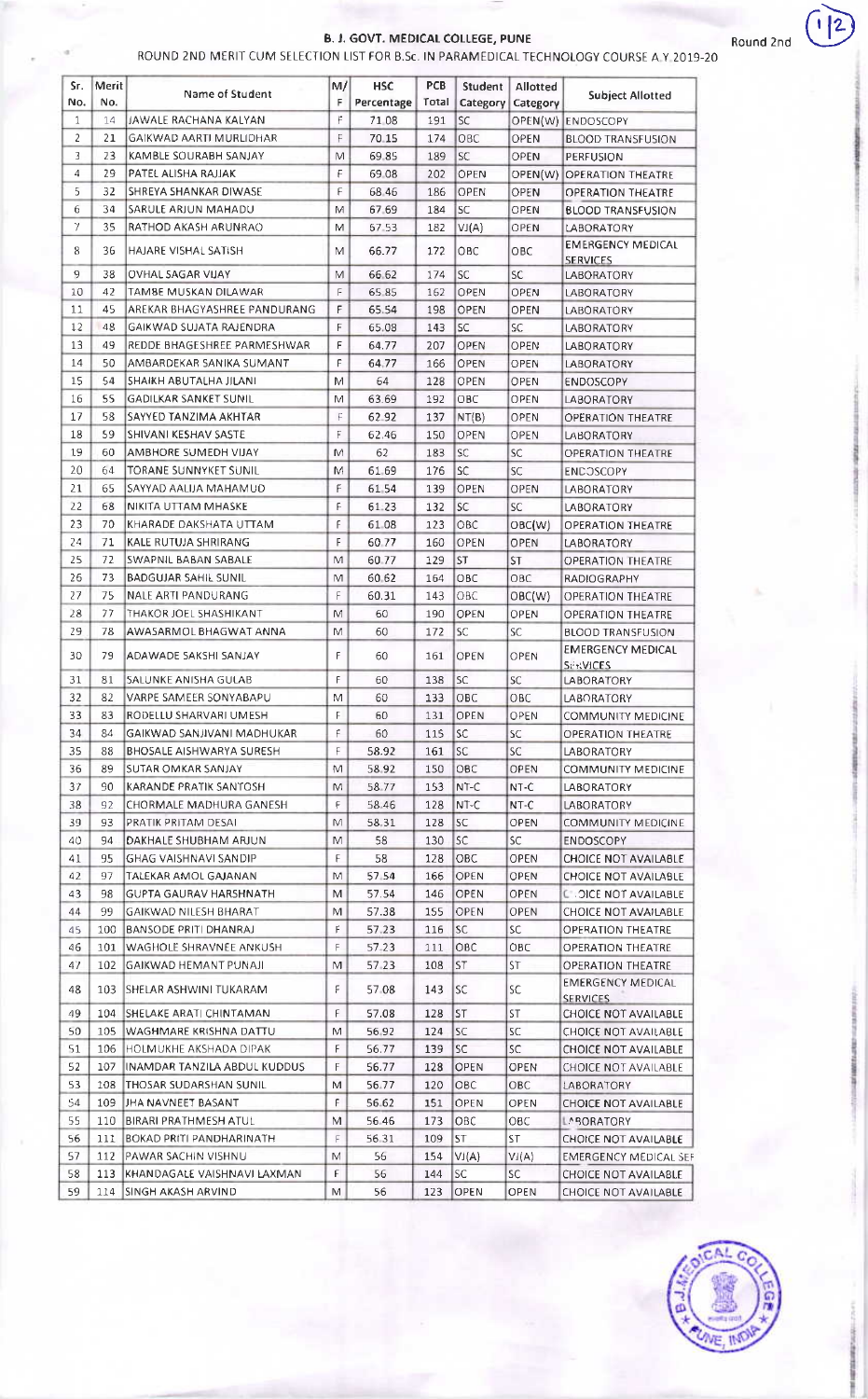# B. J. GOVT. MEDICAL COLLEGE, PUNE

Round 2nd

ROUND 2ND MERIT CUM SELECTION LIST FOR B.Sc. IN PARAMEDICAL TECHNOLOGY COURSE A.Y.2019-20

| Sr. No. | Merit No. | Name of Student | M/F | HSC Percentage | PCB Total | Student Category | Allotted Category | Subject Allotted |
|---|---|---|---|---|---|---|---|---|
| 1 | 14 | JAWALE RACHANA KALYAN | F | 71.08 | 191 | SC | OPEN(W) | ENDOSCOPY |
| 2 | 21 | GAIKWAD AARTI MURLIDHAR | F | 70.15 | 174 | OBC | OPEN | BLOOD TRANSFUSION |
| 3 | 23 | KAMBLE SOURABH SANJAY | M | 69.85 | 189 | SC | OPEN | PERFUSION |
| 4 | 29 | PATEL ALISHA RAJJAK | F | 69.08 | 202 | OPEN | OPEN(W) | OPERATION THEATRE |
| 5 | 32 | SHREYA SHANKAR DIWASE | F | 68.46 | 186 | OPEN | OPEN | OPERATION THEATRE |
| 6 | 34 | SARULE ARJUN MAHADU | M | 67.69 | 184 | SC | OPEN | BLOOD TRANSFUSION |
| 7 | 35 | RATHOD AKASH ARUNRAO | M | 67.53 | 182 | VJ(A) | OPEN | LABORATORY |
| 8 | 36 | HAJARE VISHAL SATISH | M | 66.77 | 172 | OBC | OBC | EMERGENCY MEDICAL SERVICES |
| 9 | 38 | OVHAL SAGAR VIJAY | M | 66.62 | 174 | SC | SC | LABORATORY |
| 10 | 42 | TAMBE MUSKAN DILAWAR | F | 65.85 | 162 | OPEN | OPEN | LABORATORY |
| 11 | 45 | AREKAR BHAGYASHREE PANDURANG | F | 65.54 | 198 | OPEN | OPEN | LABORATORY |
| 12 | 48 | GAIKWAD SUJATA RAJENDRA | F | 65.08 | 143 | SC | SC | LABORATORY |
| 13 | 49 | REDDE BHAGESHREE PARMESHWAR | F | 64.77 | 207 | OPEN | OPEN | LABORATORY |
| 14 | 50 | AMBARDEKAR SANIKA SUMANT | F | 64.77 | 166 | OPEN | OPEN | LABORATORY |
| 15 | 54 | SHAIKH ABUTALHA JILANI | M | 64 | 128 | OPEN | OPEN | ENDOSCOPY |
| 16 | 55 | GADILKAR SANKET SUNIL | M | 63.69 | 192 | OBC | OPEN | LABORATORY |
| 17 | 58 | SAYYED TANZIMA AKHTAR | F | 62.92 | 137 | NT(B) | OPEN | OPERATION THEATRE |
| 18 | 59 | SHIVANI KESHAV SASTE | F | 62.46 | 150 | OPEN | OPEN | LABORATORY |
| 19 | 60 | AMBHORE SUMEDH VIJAY | M | 62 | 183 | SC | SC | OPERATION THEATRE |
| 20 | 64 | TORANE SUNNYKET SUNIL | M | 61.69 | 176 | SC | SC | ENDOSCOPY |
| 21 | 65 | SAYYAD AALIJA MAHAMUD | F | 61.54 | 139 | OPEN | OPEN | LABORATORY |
| 22 | 68 | NIKITA UTTAM MHASKE | F | 61.23 | 132 | SC | SC | LABORATORY |
| 23 | 70 | KHARADE DAKSHATA UTTAM | F | 61.08 | 123 | OBC | OBC(W) | OPERATION THEATRE |
| 24 | 71 | KALE RUTUJA SHRIRANG | F | 60.77 | 160 | OPEN | OPEN | LABORATORY |
| 25 | 72 | SWAPNIL BABAN SABALE | M | 60.77 | 129 | ST | ST | OPERATION THEATRE |
| 26 | 73 | BADGUJAR SAHIL SUNIL | M | 60.62 | 164 | OBC | OBC | RADIOGRAPHY |
| 27 | 75 | NALE ARTI PANDURANG | F | 60.31 | 143 | OBC | OBC(W) | OPERATION THEATRE |
| 28 | 77 | THAKOR JOEL SHASHIKANT | M | 60 | 190 | OPEN | OPEN | OPERATION THEATRE |
| 29 | 78 | AWASARMOL BHAGWAT ANNA | M | 60 | 172 | SC | SC | BLOOD TRANSFUSION |
| 30 | 79 | ADAWADE SAKSHI SANJAY | F | 60 | 161 | OPEN | OPEN | EMERGENCY MEDICAL SERVICES |
| 31 | 81 | SALUNKE ANISHA GULAB | F | 60 | 138 | SC | SC | LABORATORY |
| 32 | 82 | VARPE SAMEER SONYABAPU | M | 60 | 133 | OBC | OBC | LABORATORY |
| 33 | 83 | RODELLU SHARVARI UMESH | F | 60 | 131 | OPEN | OPEN | COMMUNITY MEDICINE |
| 34 | 84 | GAIKWAD SANJIVANI MADHUKAR | F | 60 | 115 | SC | SC | OPERATION THEATRE |
| 35 | 88 | BHOSALE AISHWARYA SURESH | F | 58.92 | 161 | SC | SC | LABORATORY |
| 36 | 89 | SUTAR OMKAR SANJAY | M | 58.92 | 150 | OBC | OPEN | COMMUNITY MEDICINE |
| 37 | 90 | KARANDE PRATIK SANTOSH | M | 58.77 | 153 | NT-C | NT-C | LABORATORY |
| 38 | 92 | CHORMALE MADHURA GANESH | F | 58.46 | 128 | NT-C | NT-C | LABORATORY |
| 39 | 93 | PRATIK PRITAM DESAI | M | 58.31 | 128 | SC | OPEN | COMMUNITY MEDICINE |
| 40 | 94 | DAKHALE SHUBHAM ARJUN | M | 58 | 130 | SC | SC | ENDOSCOPY |
| 41 | 95 | GHAG VAISHNAVI SANDIP | F | 58 | 128 | OBC | OPEN | CHOICE NOT AVAILABLE |
| 42 | 97 | TALEKAR AMOL GAJANAN | M | 57.54 | 166 | OPEN | OPEN | CHOICE NOT AVAILABLE |
| 43 | 98 | GUPTA GAURAV HARSHNATH | M | 57.54 | 146 | OPEN | OPEN | CHOICE NOT AVAILABLE |
| 44 | 99 | GAIKWAD NILESH BHARAT | M | 57.38 | 155 | OPEN | OPEN | CHOICE NOT AVAILABLE |
| 45 | 100 | BANSODE PRITI DHANRAJ | F | 57.23 | 116 | SC | SC | OPERATION THEATRE |
| 46 | 101 | WAGHOLE SHRAVNEE ANKUSH | F | 57.23 | 111 | OBC | OBC | OPERATION THEATRE |
| 47 | 102 | GAIKWAD HEMANT PUNAJI | M | 57.23 | 108 | ST | ST | OPERATION THEATRE |
| 48 | 103 | SHELAR ASHWINI TUKARAM | F | 57.08 | 143 | SC | SC | EMERGENCY MEDICAL SERVICES |
| 49 | 104 | SHELAKE ARATI CHINTAMAN | F | 57.08 | 128 | ST | ST | CHOICE NOT AVAILABLE |
| 50 | 105 | WAGHMARE KRISHNA DATTU | M | 56.92 | 124 | SC | SC | CHOICE NOT AVAILABLE |
| 51 | 106 | HOLMUKHE AKSHADA DIPAK | F | 56.77 | 139 | SC | SC | CHOICE NOT AVAILABLE |
| 52 | 107 | INAMDAR TANZILA ABDUL KUDDUS | F | 56.77 | 128 | OPEN | OPEN | CHOICE NOT AVAILABLE |
| 53 | 108 | THOSAR SUDARSHAN SUNIL | M | 56.77 | 120 | OBC | OBC | LABORATORY |
| 54 | 109 | JHA NAVNEET BASANT | F | 56.62 | 151 | OPEN | OPEN | CHOICE NOT AVAILABLE |
| 55 | 110 | BIRARI PRATHMESH ATUL | M | 56.46 | 173 | OBC | OBC | LABORATORY |
| 56 | 111 | BOKAD PRITI PANDHARINATH | F | 56.31 | 109 | ST | ST | CHOICE NOT AVAILABLE |
| 57 | 112 | PAWAR SACHIN VISHNU | M | 56 | 154 | VJ(A) | VJ(A) | EMERGENCY MEDICAL SEF |
| 58 | 113 | KHANDAGALE VAISHNAVI LAXMAN | F | 56 | 144 | SC | SC | CHOICE NOT AVAILABLE |
| 59 | 114 | SINGH AKASH ARVIND | M | 56 | 123 | OPEN | OPEN | CHOICE NOT AVAILABLE |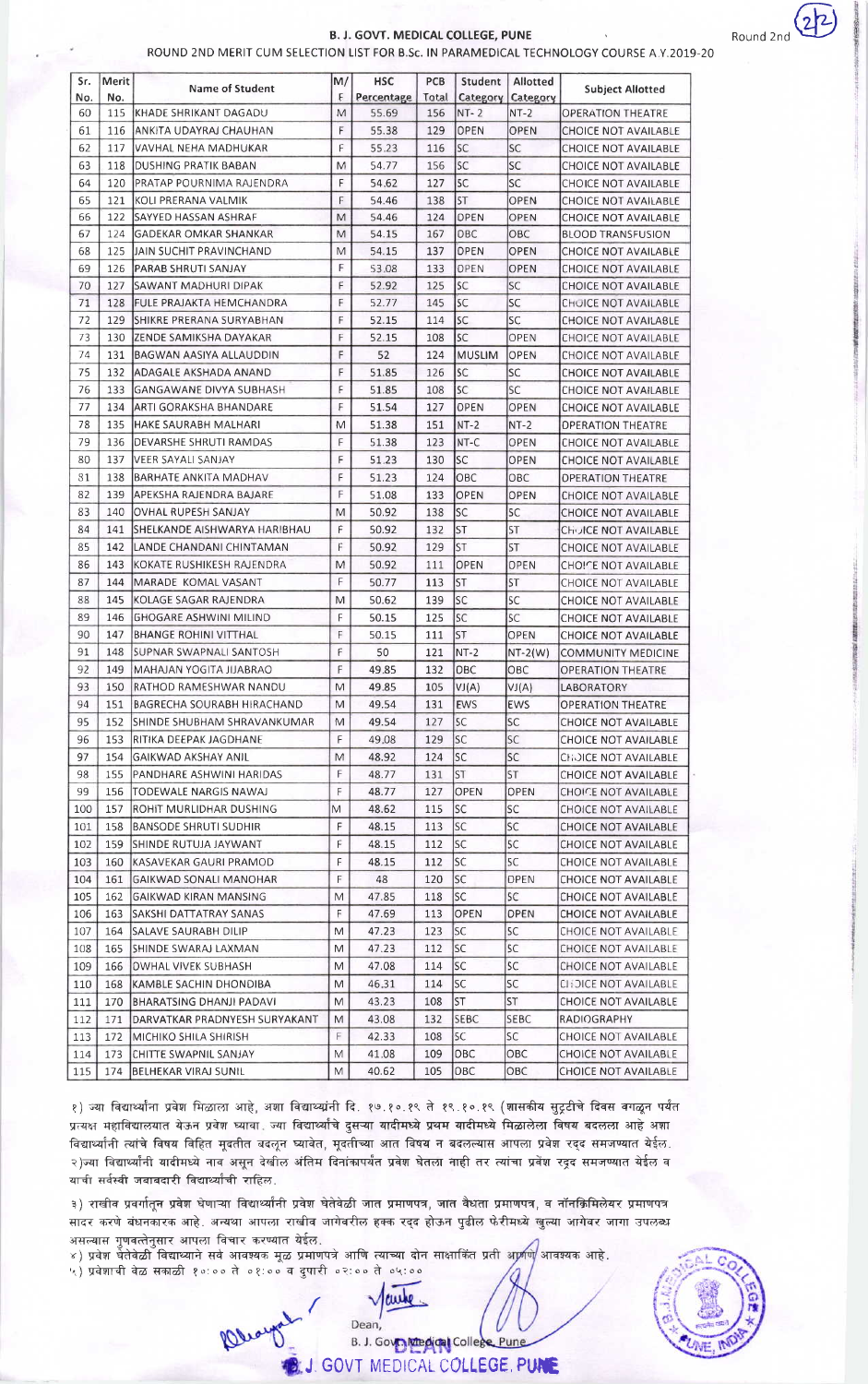# B. J. GOVT. MEDICAL COLLEGE, PUNE

Round 2nd (2/2)

## ROUND 2ND MERIT CUM SELECTION LIST FOR B.Sc. IN PARAMEDICAL TECHNOLOGY COURSE A.Y.2019-20

| Sr. No. | Merit No. | Name of Student | M/F | HSC Percentage | PCB Total | Student Category | Allotted Category | Subject Allotted |
|---|---|---|---|---|---|---|---|---|
| 60 | 115 | KHADE SHRIKANT DAGADU | M | 55.69 | 156 | NT- 2 | NT-2 | OPERATION THEATRE |
| 61 | 116 | ANKITA UDAYRAJ CHAUHAN | F | 55.38 | 129 | OPEN | OPEN | CHOICE NOT AVAILABLE |
| 62 | 117 | VAVHAL NEHA MADHUKAR | F | 55.23 | 116 | SC | SC | CHOICE NOT AVAILABLE |
| 63 | 118 | DUSHING PRATIK BABAN | M | 54.77 | 156 | SC | SC | CHOICE NOT AVAILABLE |
| 64 | 120 | PRATAP POURNIMA RAJENDRA | F | 54.62 | 127 | SC | SC | CHOICE NOT AVAILABLE |
| 65 | 121 | KOLI PRERANA VALMIK | F | 54.46 | 138 | ST | OPEN | CHOICE NOT AVAILABLE |
| 66 | 122 | SAYYED HASSAN ASHRAF | M | 54.46 | 124 | OPEN | OPEN | CHOICE NOT AVAILABLE |
| 67 | 124 | GADEKAR OMKAR SHANKAR | M | 54.15 | 167 | OBC | OBC | BLOOD TRANSFUSION |
| 68 | 125 | JAIN SUCHIT PRAVINCHAND | M | 54.15 | 137 | OPEN | OPEN | CHOICE NOT AVAILABLE |
| 69 | 126 | PARAB SHRUTI SANJAY | F | 53.08 | 133 | OPEN | OPEN | CHOICE NOT AVAILABLE |
| 70 | 127 | SAWANT MADHURI DIPAK | F | 52.92 | 125 | SC | SC | CHOICE NOT AVAILABLE |
| 71 | 128 | FULE PRAJAKTA HEMCHANDRA | F | 52.77 | 145 | SC | SC | CHOICE NOT AVAILABLE |
| 72 | 129 | SHIKRE PRERANA SURYABHAN | F | 52.15 | 114 | SC | SC | CHOICE NOT AVAILABLE |
| 73 | 130 | ZENDE SAMIKSHA DAYAKAR | F | 52.15 | 108 | SC | OPEN | CHOICE NOT AVAILABLE |
| 74 | 131 | BAGWAN AASIYA ALLAUDDIN | F | 52 | 124 | MUSLIM | OPEN | CHOICE NOT AVAILABLE |
| 75 | 132 | ADAGALE AKSHADA ANAND | F | 51.85 | 126 | SC | SC | CHOICE NOT AVAILABLE |
| 76 | 133 | GANGAWANE DIVYA SUBHASH | F | 51.85 | 108 | SC | SC | CHOICE NOT AVAILABLE |
| 77 | 134 | ARTI GORAKSHA BHANDARE | F | 51.54 | 127 | OPEN | OPEN | CHOICE NOT AVAILABLE |
| 78 | 135 | HAKE SAURABH MALHARI | M | 51.38 | 151 | NT-2 | NT-2 | OPERATION THEATRE |
| 79 | 136 | DEVARSHE SHRUTI RAMDAS | F | 51.38 | 123 | NT-C | OPEN | CHOICE NOT AVAILABLE |
| 80 | 137 | VEER SAYALI SANJAY | F | 51.23 | 130 | SC | OPEN | CHOICE NOT AVAILABLE |
| 81 | 138 | BARHATE ANKITA MADHAV | F | 51.23 | 124 | OBC | OBC | OPERATION THEATRE |
| 82 | 139 | APEKSHA RAJENDRA BAJARE | F | 51.08 | 133 | OPEN | OPEN | CHOICE NOT AVAILABLE |
| 83 | 140 | OVHAL RUPESH SANJAY | M | 50.92 | 138 | SC | SC | CHOICE NOT AVAILABLE |
| 84 | 141 | SHELKANDE AISHWARYA HARIBHAU | F | 50.92 | 132 | ST | ST | CHOICE NOT AVAILABLE |
| 85 | 142 | LANDE CHANDANI CHINTAMAN | F | 50.92 | 129 | ST | ST | CHOICE NOT AVAILABLE |
| 86 | 143 | KOKATE RUSHIKESH RAJENDRA | M | 50.92 | 111 | OPEN | OPEN | CHOICE NOT AVAILABLE |
| 87 | 144 | MARADE KOMAL VASANT | F | 50.77 | 113 | ST | ST | CHOICE NOT AVAILABLE |
| 88 | 145 | KOLAGE SAGAR RAJENDRA | M | 50.62 | 139 | SC | SC | CHOICE NOT AVAILABLE |
| 89 | 146 | GHOGARE ASHWINI MILIND | F | 50.15 | 125 | SC | SC | CHOICE NOT AVAILABLE |
| 90 | 147 | BHANGE ROHINI VITTHAL | F | 50.15 | 111 | ST | OPEN | CHOICE NOT AVAILABLE |
| 91 | 148 | SUPNAR SWAPNALI SANTOSH | F | 50 | 121 | NT-2 | NT-2(W) | COMMUNITY MEDICINE |
| 92 | 149 | MAHAJAN YOGITA JIJABRAO | F | 49.85 | 132 | OBC | OBC | OPERATION THEATRE |
| 93 | 150 | RATHOD RAMESHWAR NANDU | M | 49.85 | 105 | VJ(A) | VJ(A) | LABORATORY |
| 94 | 151 | BAGRECHA SOURABH HIRACHAND | M | 49.54 | 131 | EWS | EWS | OPERATION THEATRE |
| 95 | 152 | SHINDE SHUBHAM SHRAVANKUMAR | M | 49.54 | 127 | SC | SC | CHOICE NOT AVAILABLE |
| 96 | 153 | RITIKA DEEPAK JAGDHANE | F | 49.08 | 129 | SC | SC | CHOICE NOT AVAILABLE |
| 97 | 154 | GAIKWAD AKSHAY ANIL | M | 48.92 | 124 | SC | SC | CHOICE NOT AVAILABLE |
| 98 | 155 | PANDHARE ASHWINI HARIDAS | F | 48.77 | 131 | ST | ST | CHOICE NOT AVAILABLE |
| 99 | 156 | TODEWALE NARGIS NAWAJ | F | 48.77 | 127 | OPEN | OPEN | CHOICE NOT AVAILABLE |
| 100 | 157 | ROHIT MURLIDHAR DUSHING | M | 48.62 | 115 | SC | SC | CHOICE NOT AVAILABLE |
| 101 | 158 | BANSODE SHRUTI SUDHIR | F | 48.15 | 113 | SC | SC | CHOICE NOT AVAILABLE |
| 102 | 159 | SHINDE RUTUJA JAYWANT | F | 48.15 | 112 | SC | SC | CHOICE NOT AVAILABLE |
| 103 | 160 | KASAVEKAR GAURI PRAMOD | F | 48.15 | 112 | SC | SC | CHOICE NOT AVAILABLE |
| 104 | 161 | GAIKWAD SONALI MANOHAR | F | 48 | 120 | SC | OPEN | CHOICE NOT AVAILABLE |
| 105 | 162 | GAIKWAD KIRAN MANSING | M | 47.85 | 118 | SC | SC | CHOICE NOT AVAILABLE |
| 106 | 163 | SAKSHI DATTATRAY SANAS | F | 47.69 | 113 | OPEN | OPEN | CHOICE NOT AVAILABLE |
| 107 | 164 | SALAVE SAURABH DILIP | M | 47.23 | 123 | SC | SC | CHOICE NOT AVAILABLE |
| 108 | 165 | SHINDE SWARAJ LAXMAN | M | 47.23 | 112 | SC | SC | CHOICE NOT AVAILABLE |
| 109 | 166 | OWHAL VIVEK SUBHASH | M | 47.08 | 114 | SC | SC | CHOICE NOT AVAILABLE |
| 110 | 168 | KAMBLE SACHIN DHONDIBA | M | 46.31 | 114 | SC | SC | CHOICE NOT AVAILABLE |
| 111 | 170 | BHARATSING DHANJI PADAVI | M | 43.23 | 108 | ST | ST | CHOICE NOT AVAILABLE |
| 112 | 171 | DARVATKAR PRADNYESH SURYAKANT | M | 43.08 | 132 | SEBC | SEBC | RADIOGRAPHY |
| 113 | 172 | MICHIKO SHILA SHIRISH | F | 42.33 | 108 | SC | SC | CHOICE NOT AVAILABLE |
| 114 | 173 | CHITTE SWAPNIL SANJAY | M | 41.08 | 109 | OBC | OBC | CHOICE NOT AVAILABLE |
| 115 | 174 | BELHEKAR VIRAJ SUNIL | M | 40.62 | 105 | OBC | OBC | CHOICE NOT AVAILABLE |

१) ज्या विद्यार्थ्यांना प्रवेश मिळाला आहे, अशा विद्यार्थ्यांनी दि. १७.१०.१९ ते १९.१०.१९ (शासकीय सुट्टीचे दिवस वगळून पर्यंत प्रत्यक्ष महाविद्यालयात येऊन प्रवेश घ्यावा. ज्या विद्यार्थ्यांचे दुसऱ्या यादीमध्ये प्रथम यादीमध्ये मिळालेला विषय बदलला आहे अशा विद्यार्थ्यांनी त्यांचे विषय विहित मुदतीत बदलून घ्यावेत, मुदतीच्या आत विषय न बदलल्यास आपला प्रवेश रद्द समजण्यात येईल.
२)ज्या विद्यार्थ्यांनी यादीमध्ये नाव असून देखील अंतिम दिनांकापर्यंत प्रवेश घेतला नाही तर त्यांचा प्रवेश रद्द समजण्यात येईल व याची सर्वस्वी जबाबदारी विद्यार्थ्यांची राहिल.

३) राखीव प्रवर्गातून प्रवेश घेणाऱ्या विद्यार्थ्यांनी प्रवेश घेतेवेळी जात प्रमाणपत्र, जात वैधता प्रमाणपत्र, व नॉनक्रिमिलेयर प्रमाणपत्र सादर करणे बंधनकारक आहे. अन्यथा आपला राखीव जागेवरील हक्क रद्द होऊन पुढील फेरीमध्ये खुल्या जागेवर जागा उपलब्ध असल्यास गुणवत्तेनुसार आपला विचार करण्यात येईल.
४) प्रवेश घेतेवेळी विद्यार्थ्याने सर्व आवश्यक मूळ प्रमाणपत्रे आणि त्याच्या दोन साक्षांकित प्रती आणणे आवश्यक आहे.
५) प्रवेशाची वेळ सकाळी १०:०० ते ०१:०० व दुपारी ०२:०० ते ०५:००

Dean,
B. J. Govt. Medical College, Pune